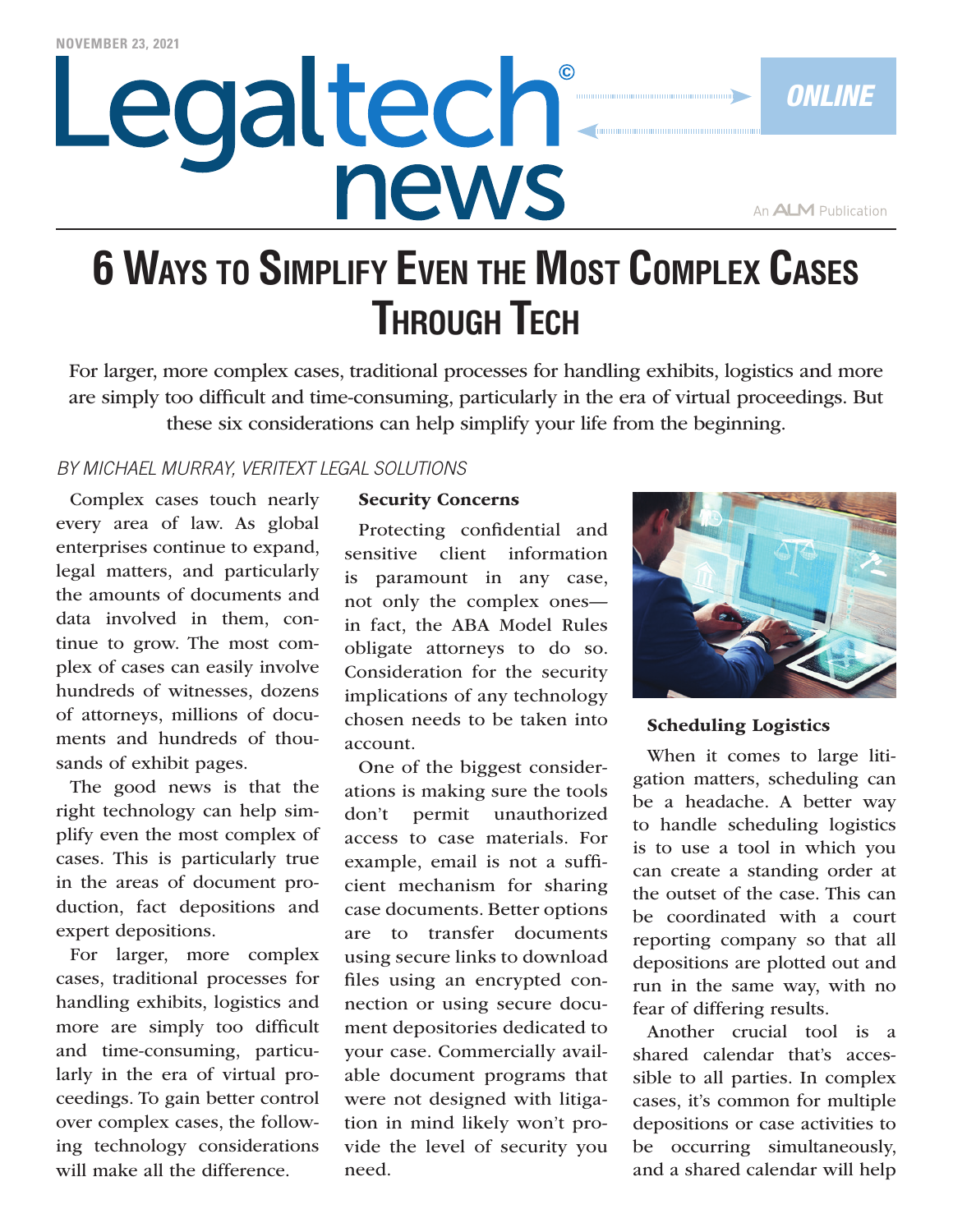NOVEMBER 23, 2021

# Legaltech news ONLINE

An ALM Publication

# 6 Ways to Simplify Even the Most Complex Cases Through Tech

For larger, more complex cases, traditional processes for handling exhibits, logistics and more are simply too difficult and time-consuming, particularly in the era of virtual proceedings. But these six considerations can help simplify your life from the beginning.

*BY MICHAEL MURRAY, VERITEXT LEGAL SOLUTIONS*

Complex cases touch nearly every area of law. As global enterprises continue to expand, legal matters, and particularly the amounts of documents and data involved in them, continue to grow. The most complex of cases can easily involve hundreds of witnesses, dozens of attorneys, millions of documents and hundreds of thousands of exhibit pages.

The good news is that the right technology can help simplify even the most complex of cases. This is particularly true in the areas of document production, fact depositions and expert depositions.

For larger, more complex cases, traditional processes for handling exhibits, logistics and more are simply too difficult and time-consuming, particularly in the era of virtual proceedings. To gain better control over complex cases, the following technology considerations will make all the difference.

### Security Concerns

Protecting confidential and sensitive client information is paramount in any case, not only the complex ones—in fact, the ABA Model Rules obligate attorneys to do so. Consideration for the security implications of any technology chosen needs to be taken into account.

One of the biggest considerations is making sure the tools don't permit unauthorized access to case materials. For example, email is not a sufficient mechanism for sharing case documents. Better options are to transfer documents using secure links to download files using an encrypted connection or using secure document depositories dedicated to your case. Commercially available document programs that were not designed with litigation in mind likely won't provide the level of security you need.

### Scheduling Logistics

When it comes to large litigation matters, scheduling can be a headache. A better way to handle scheduling logistics is to use a tool in which you can create a standing order at the outset of the case. This can be coordinated with a court reporting company so that all depositions are plotted out and run in the same way, with no fear of differing results.

Another crucial tool is a shared calendar that's accessible to all parties. In complex cases, it's common for multiple depositions or case activities to be occurring simultaneously, and a shared calendar will help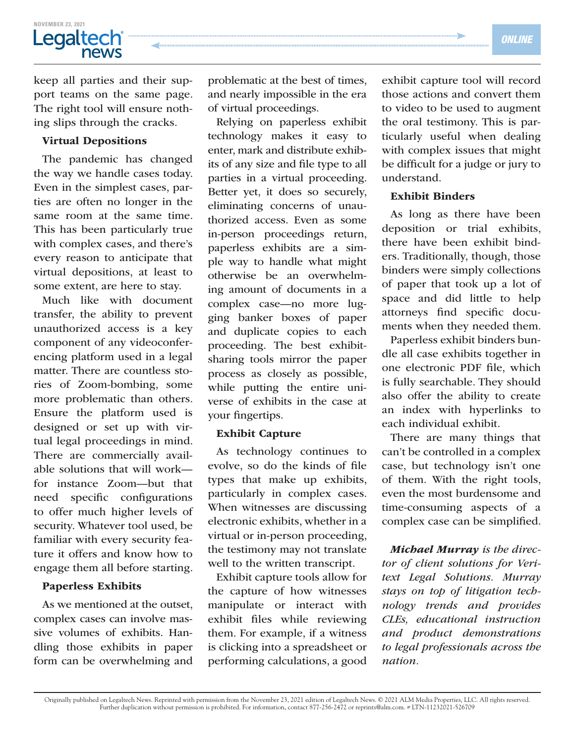keep all parties and their support teams on the same page. The right tool will ensure nothing slips through the cracks.

**Virtual Depositions**

The pandemic has changed the way we handle cases today. Even in the simplest cases, parties are often no longer in the same room at the same time. This has been particularly true with complex cases, and there's every reason to anticipate that virtual depositions, at least to some extent, are here to stay.

Much like with document transfer, the ability to prevent unauthorized access is a key component of any videoconferencing platform used in a legal matter. There are countless stories of Zoom-bombing, some more problematic than others. Ensure the platform used is designed or set up with virtual legal proceedings in mind. There are commercially available solutions that will work—for instance Zoom—but that need specific configurations to offer much higher levels of security. Whatever tool used, be familiar with every security feature it offers and know how to engage them all before starting.

**Paperless Exhibits**

As we mentioned at the outset, complex cases can involve massive volumes of exhibits. Handling those exhibits in paper form can be overwhelming and problematic at the best of times, and nearly impossible in the era of virtual proceedings.

Relying on paperless exhibit technology makes it easy to enter, mark and distribute exhibits of any size and file type to all parties in a virtual proceeding. Better yet, it does so securely, eliminating concerns of unauthorized access. Even as some in-person proceedings return, paperless exhibits are a simple way to handle what might otherwise be an overwhelming amount of documents in a complex case—no more lugging banker boxes of paper and duplicate copies to each proceeding. The best exhibit-sharing tools mirror the paper process as closely as possible, while putting the entire universe of exhibits in the case at your fingertips.

**Exhibit Capture**

As technology continues to evolve, so do the kinds of file types that make up exhibits, particularly in complex cases. When witnesses are discussing electronic exhibits, whether in a virtual or in-person proceeding, the testimony may not translate well to the written transcript.

Exhibit capture tools allow for the capture of how witnesses manipulate or interact with exhibit files while reviewing them. For example, if a witness is clicking into a spreadsheet or performing calculations, a good exhibit capture tool will record those actions and convert them to video to be used to augment the oral testimony. This is particularly useful when dealing with complex issues that might be difficult for a judge or jury to understand.

**Exhibit Binders**

As long as there have been deposition or trial exhibits, there have been exhibit binders. Traditionally, though, those binders were simply collections of paper that took up a lot of space and did little to help attorneys find specific documents when they needed them.

Paperless exhibit binders bundle all case exhibits together in one electronic PDF file, which is fully searchable. They should also offer the ability to create an index with hyperlinks to each individual exhibit.

There are many things that can't be controlled in a complex case, but technology isn't one of them. With the right tools, even the most burdensome and time-consuming aspects of a complex case can be simplified.

***Michael Murray*** *is the director of client solutions for Veritext Legal Solutions. Murray stays on top of litigation technology trends and provides CLEs, educational instruction and product demonstrations to legal professionals across the nation.*

Originally published on Legaltech News. Reprinted with permission from the November 23, 2021 edition of Legaltech News. © 2021 ALM Media Properties, LLC. All rights reserved. Further duplication without permission is prohibited. For information, contact 877-256-2472 or reprints@alm.com. # LTN-11232021-526709